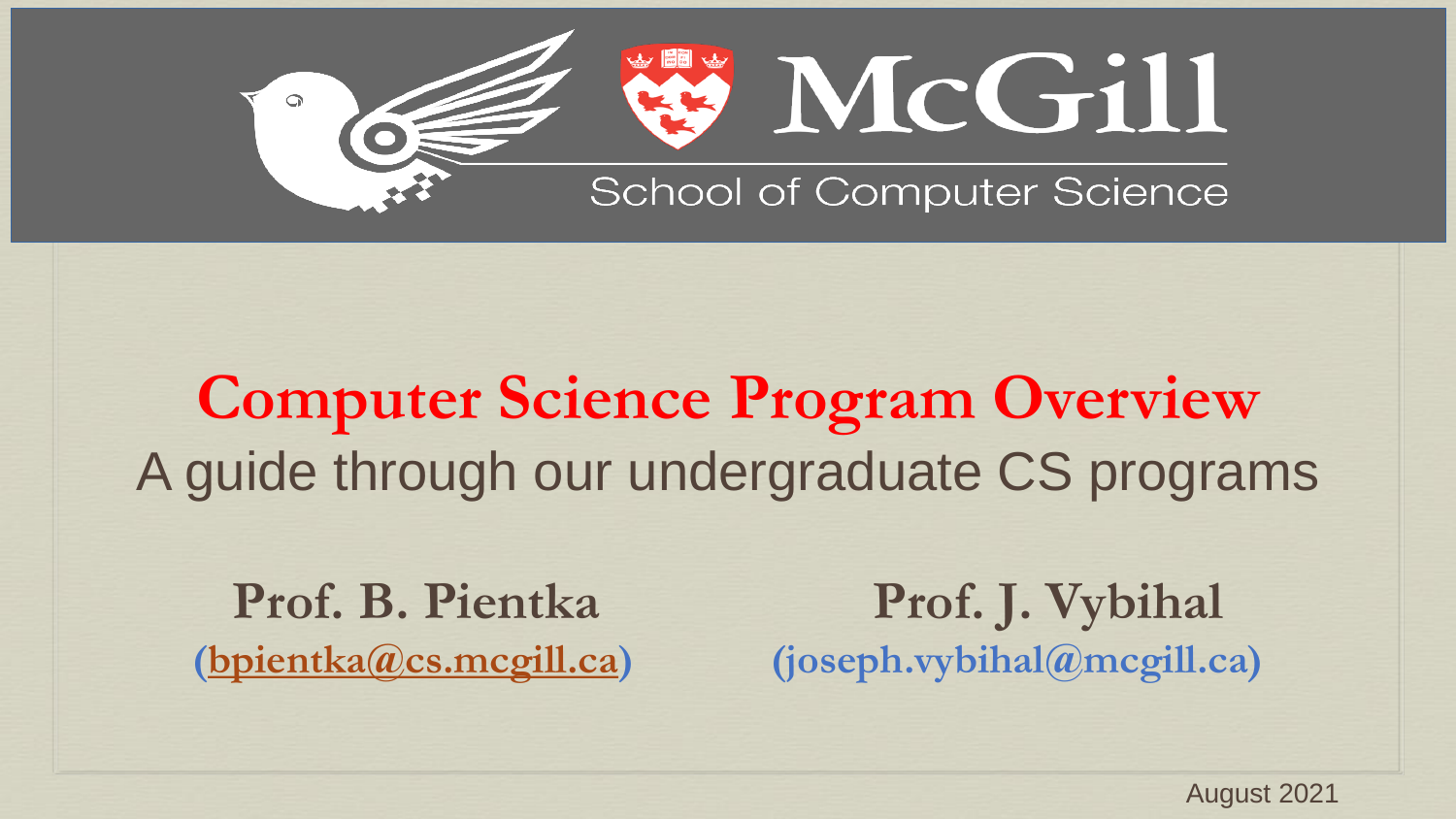McGill

School of Computer Science

# Computer Science Program Overview

## A guide through our undergraduate CS programs

**Prof. B. Pientka**
**(bpientka@cs.mcgill.ca)**

**Prof. J. Vybihal**
**(joseph.vybihal@mcgill.ca)**

August 2021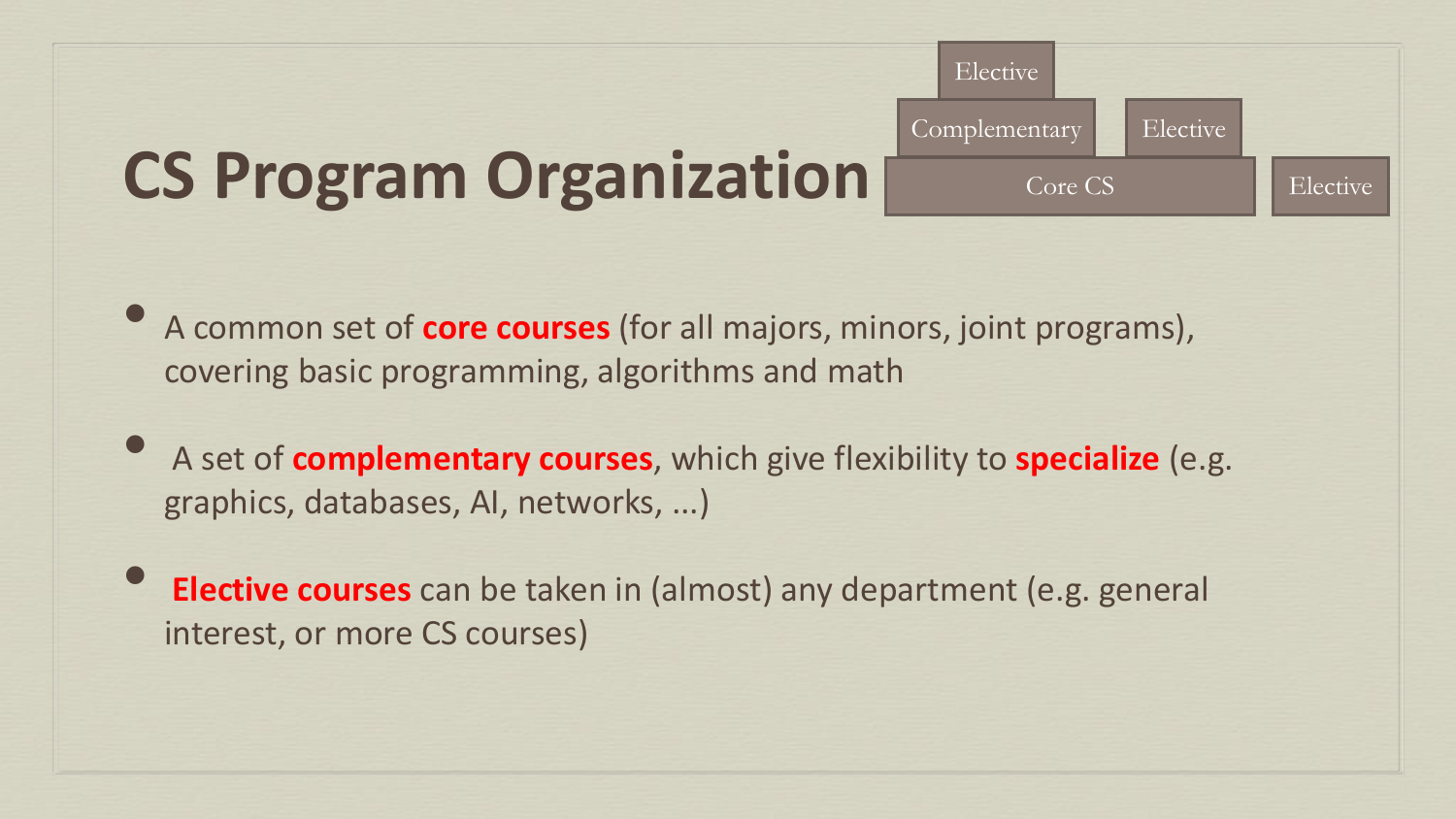# CS Program Organization

| | Elective | | | |
|---|---|---|---|---|
| | Complementary | | Elective | |
| Core CS | | | | Elective |

- A common set of **core courses** (for all majors, minors, joint programs), covering basic programming, algorithms and math
- A set of **complementary courses**, which give flexibility to **specialize** (e.g. graphics, databases, AI, networks, ...)
- **Elective courses** can be taken in (almost) any department (e.g. general interest, or more CS courses)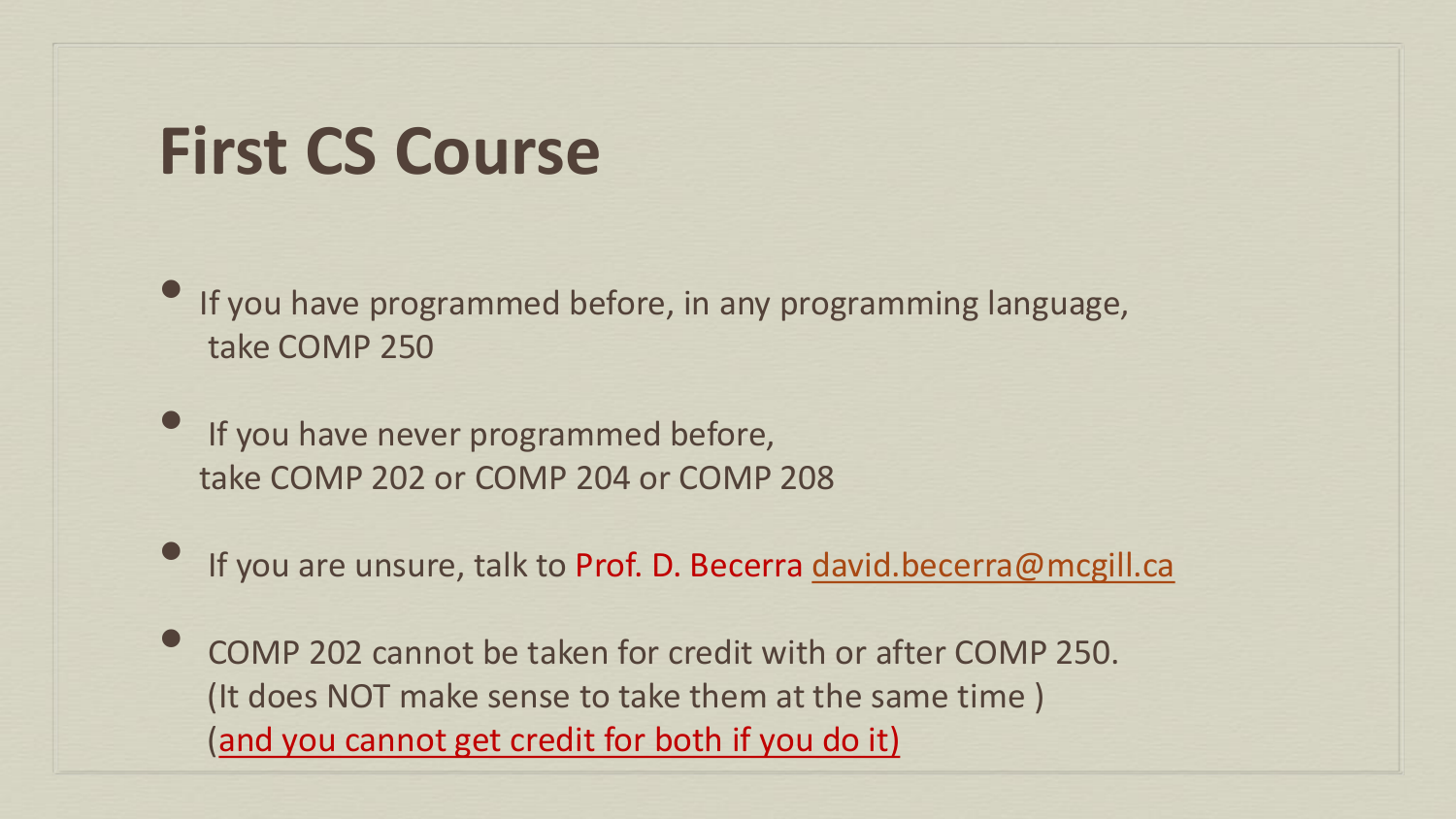# First CS Course

- If you have programmed before, in any programming language, take COMP 250
- If you have never programmed before, take COMP 202 or COMP 204 or COMP 208
- If you are unsure, talk to Prof. D. Becerra david.becerra@mcgill.ca
- COMP 202 cannot be taken for credit with or after COMP 250. (It does NOT make sense to take them at the same time ) (and you cannot get credit for both if you do it)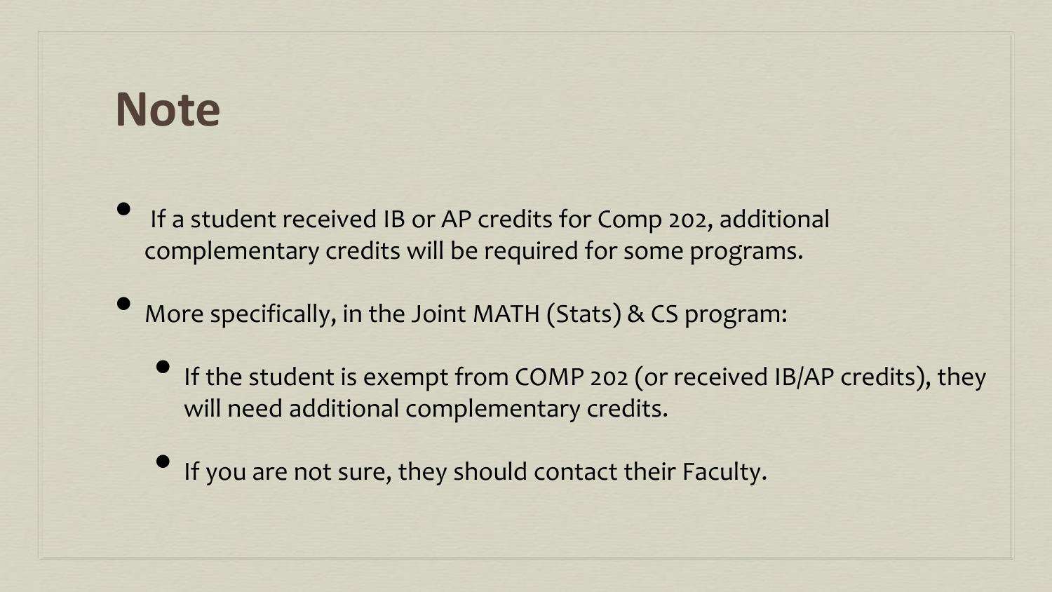# Note

- If a student received IB or AP credits for Comp 202, additional complementary credits will be required for some programs.
- More specifically, in the Joint MATH (Stats) & CS program:
    - If the student is exempt from COMP 202 (or received IB/AP credits), they will need additional complementary credits.
    - If you are not sure, they should contact their Faculty.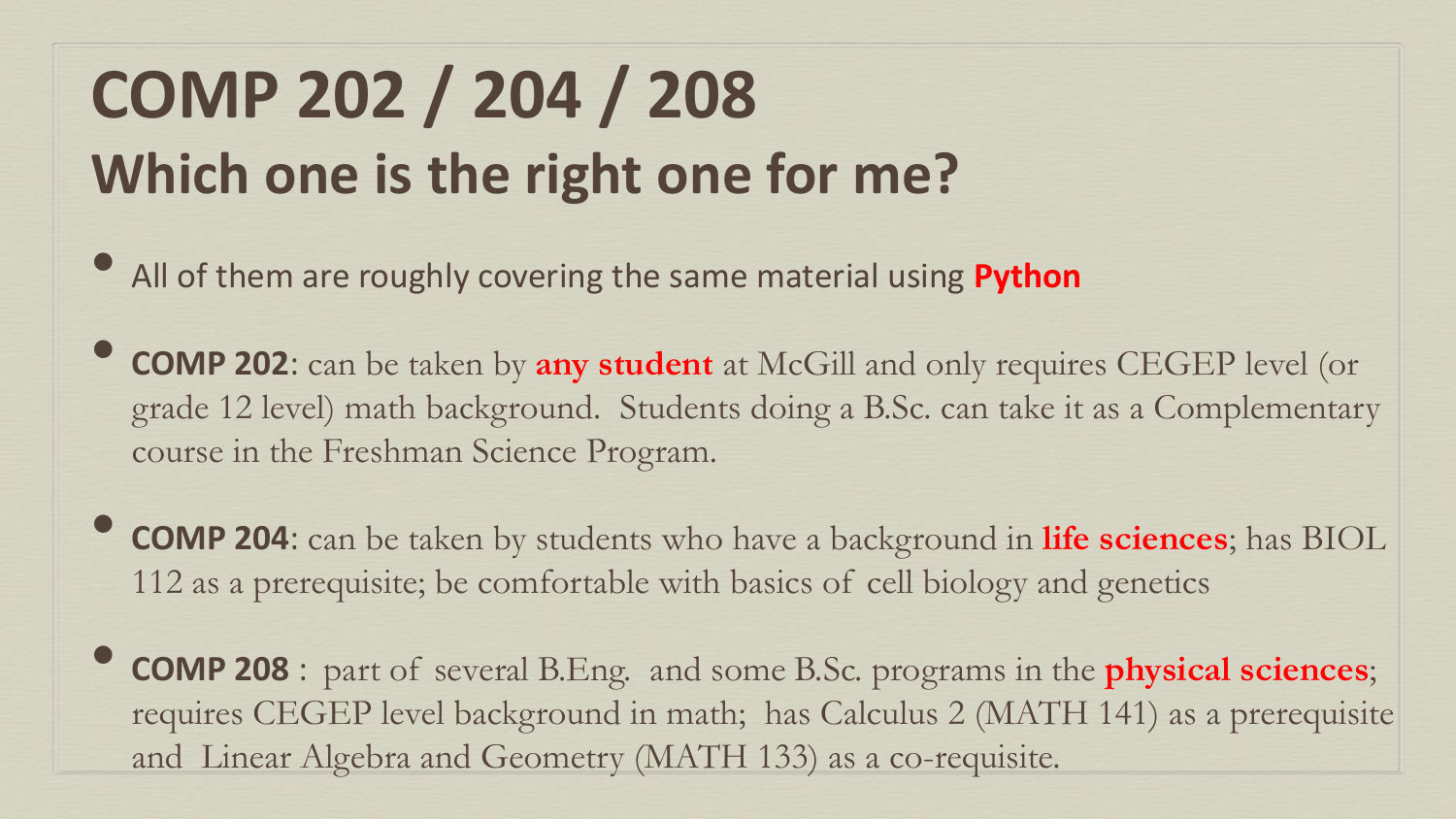# COMP 202 / 204 / 208

## Which one is the right one for me?

- All of them are roughly covering the same material using **Python**
- **COMP 202**: can be taken by **any student** at McGill and only requires CEGEP level (or grade 12 level) math background. Students doing a B.Sc. can take it as a Complementary course in the Freshman Science Program.
- **COMP 204**: can be taken by students who have a background in **life sciences**; has BIOL 112 as a prerequisite; be comfortable with basics of cell biology and genetics
- **COMP 208** : part of several B.Eng. and some B.Sc. programs in the **physical sciences**; requires CEGEP level background in math; has Calculus 2 (MATH 141) as a prerequisite and Linear Algebra and Geometry (MATH 133) as a co-requisite.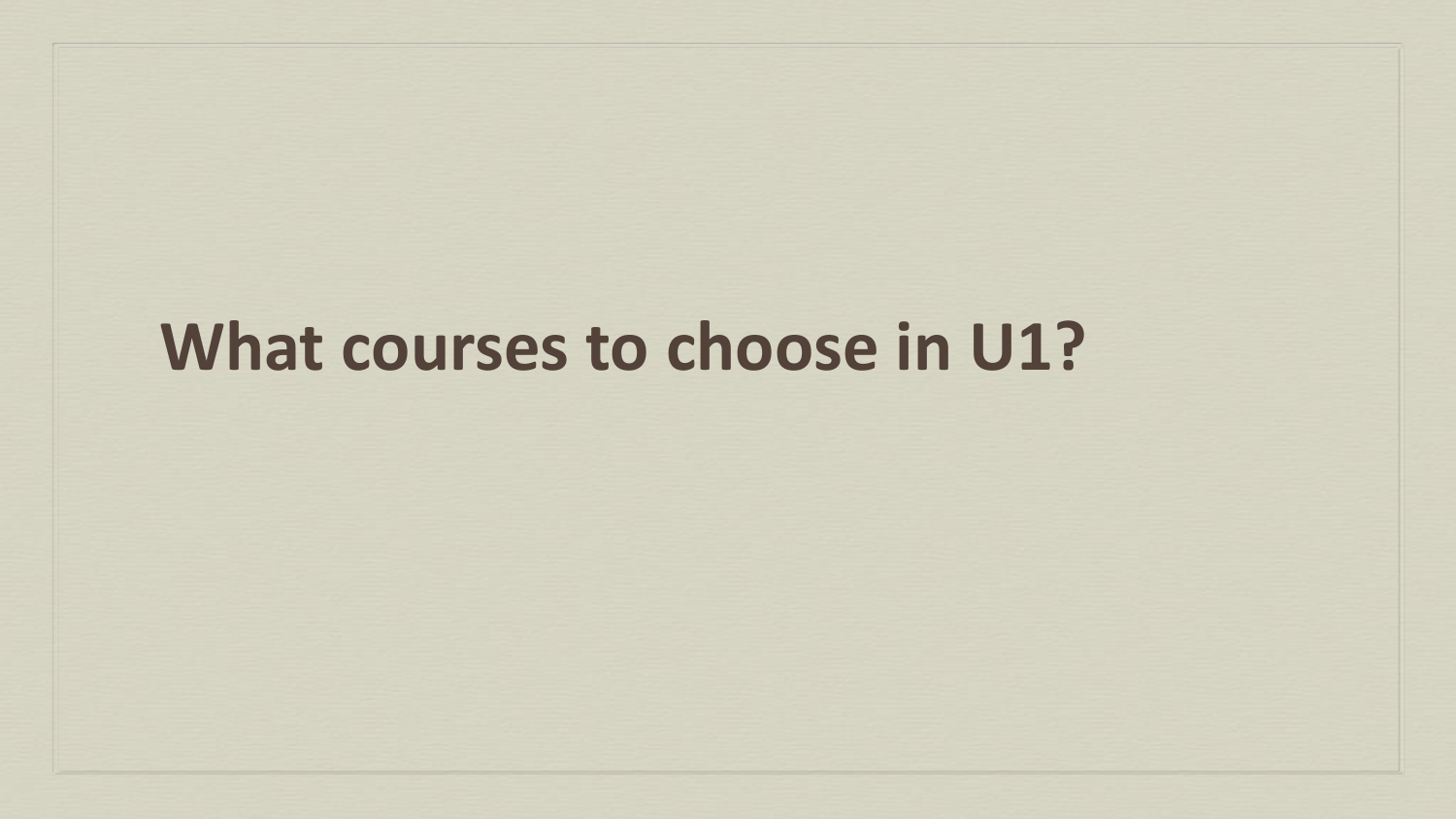# What courses to choose in U1?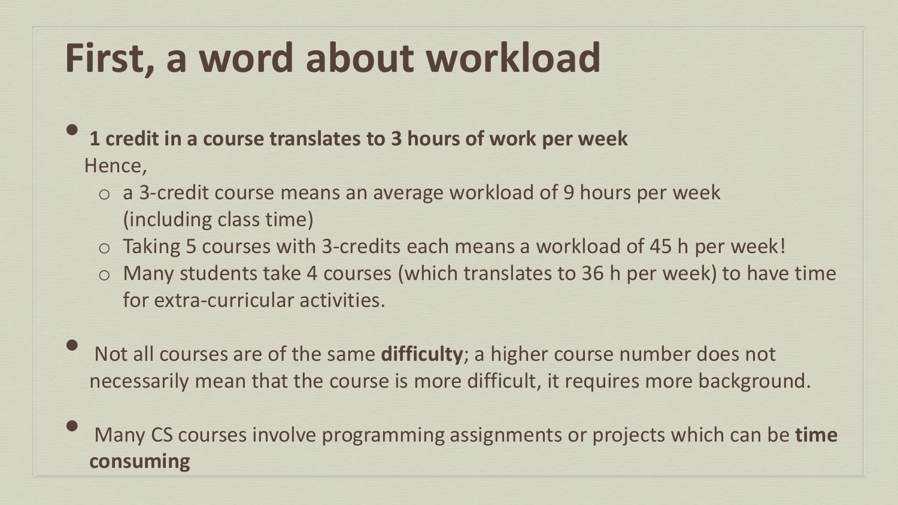# First, a word about workload

- **1 credit in a course translates to 3 hours of work per week**
  Hence,
  - a 3-credit course means an average workload of 9 hours per week (including class time)
  - Taking 5 courses with 3-credits each means a workload of 45 h per week!
  - Many students take 4 courses (which translates to 36 h per week) to have time for extra-curricular activities.

- Not all courses are of the same **difficulty**; a higher course number does not necessarily mean that the course is more difficult, it requires more background.

- Many CS courses involve programming assignments or projects which can be **time consuming**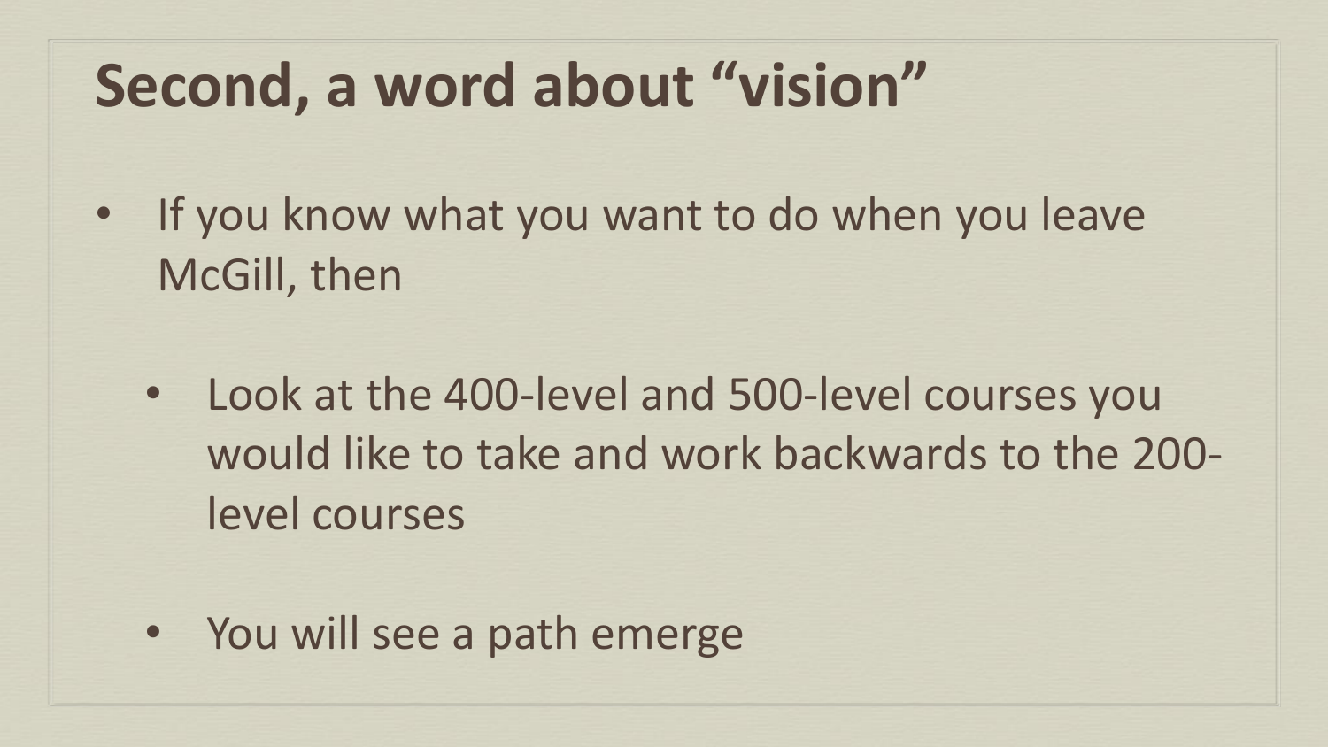# Second, a word about "vision"

- If you know what you want to do when you leave McGill, then
  - Look at the 400-level and 500-level courses you would like to take and work backwards to the 200-level courses
  - You will see a path emerge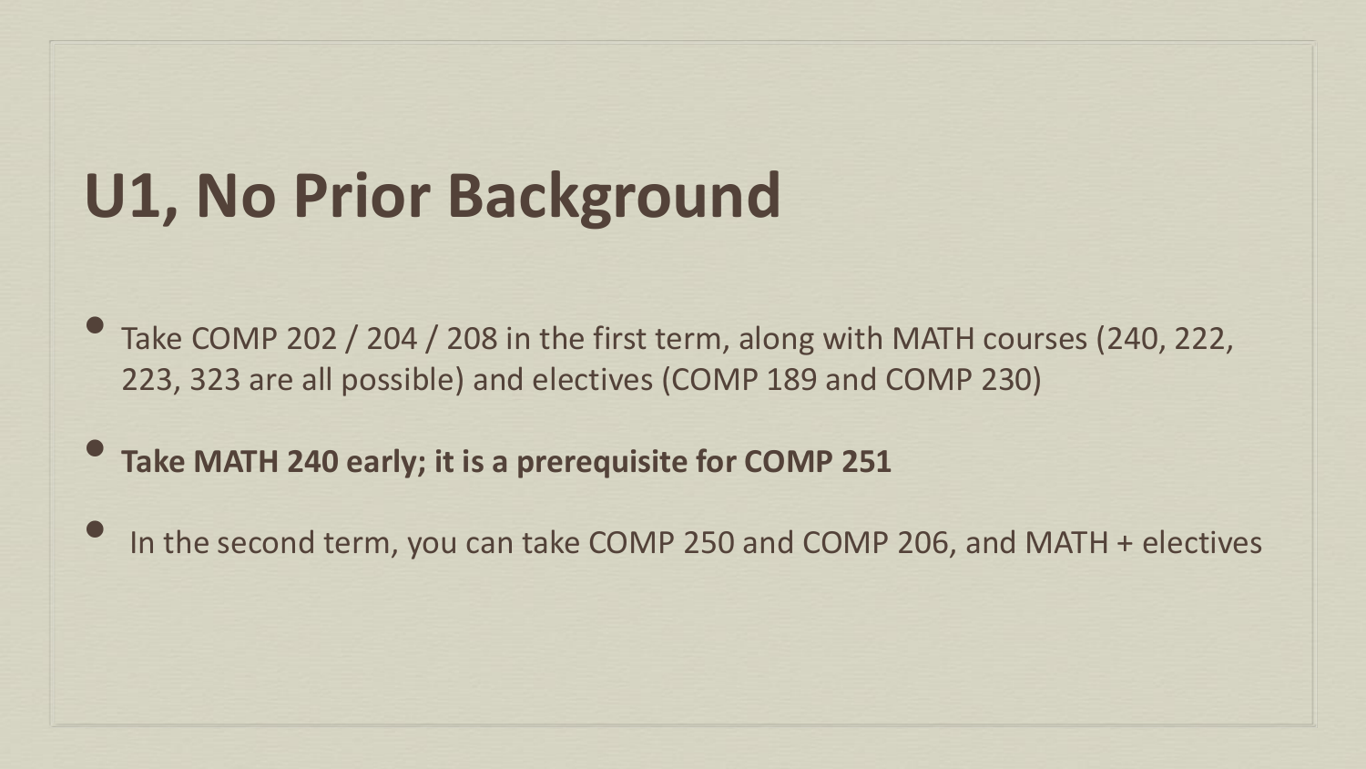# U1, No Prior Background

- Take COMP 202 / 204 / 208 in the first term, along with MATH courses (240, 222, 223, 323 are all possible) and electives (COMP 189 and COMP 230)
- **Take MATH 240 early; it is a prerequisite for COMP 251**
- In the second term, you can take COMP 250 and COMP 206, and MATH + electives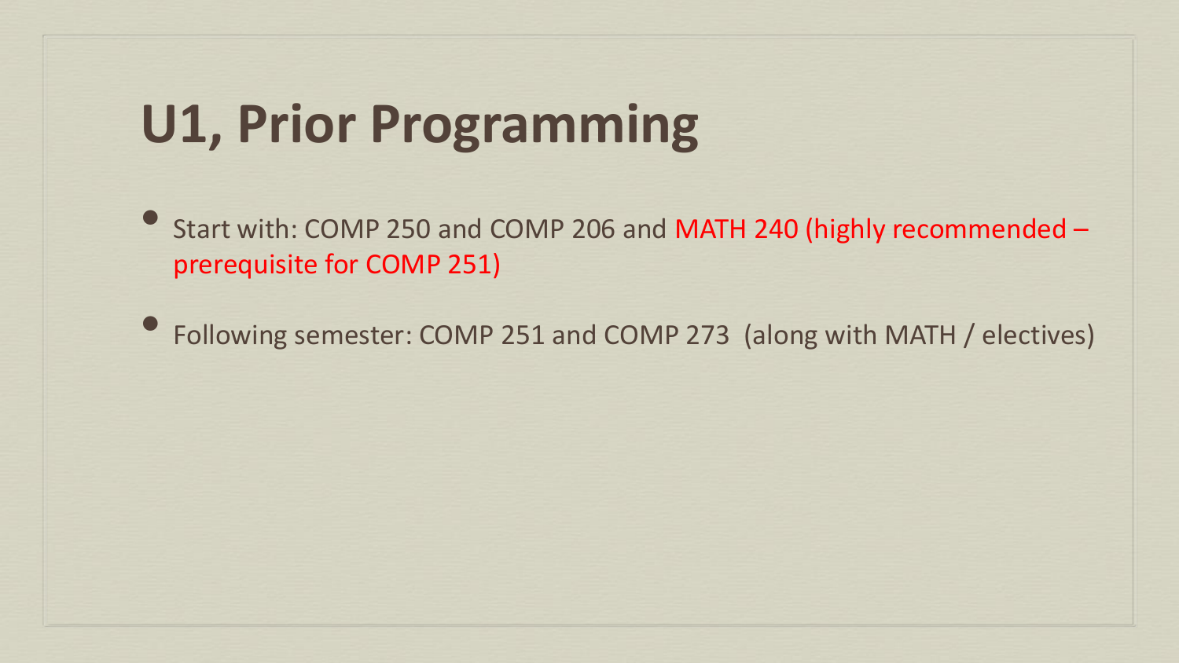# U1, Prior Programming

- Start with: COMP 250 and COMP 206 and MATH 240 (highly recommended – prerequisite for COMP 251)
- Following semester: COMP 251 and COMP 273 (along with MATH / electives)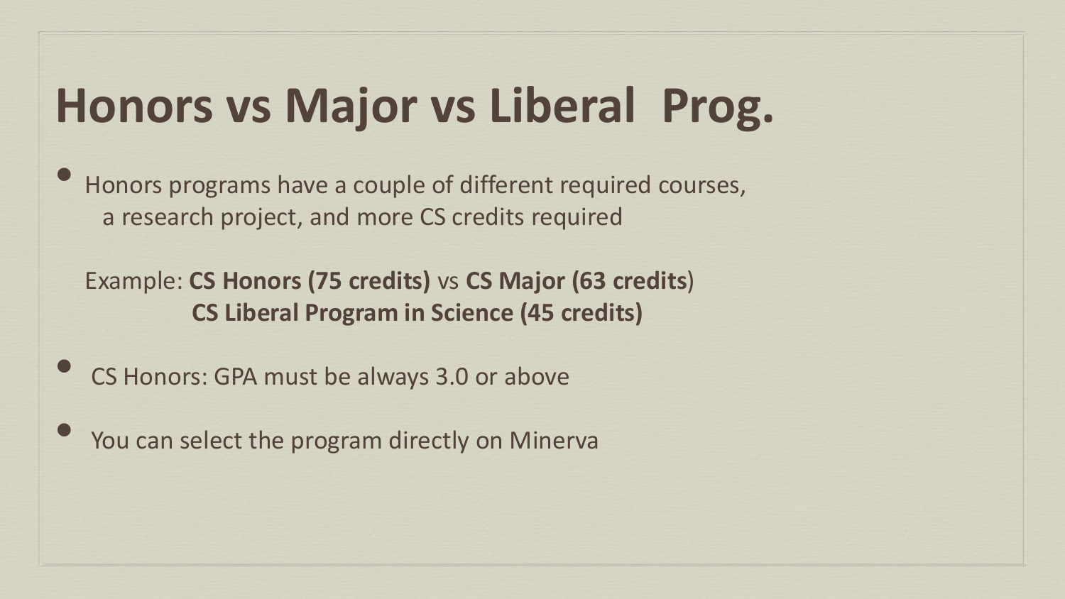# Honors vs Major vs Liberal Prog.

- Honors programs have a couple of different required courses, a research project, and more CS credits required

  Example: **CS Honors (75 credits)** vs **CS Major (63 credits**)
  **CS Liberal Program in Science (45 credits)**

- CS Honors: GPA must be always 3.0 or above

- You can select the program directly on Minerva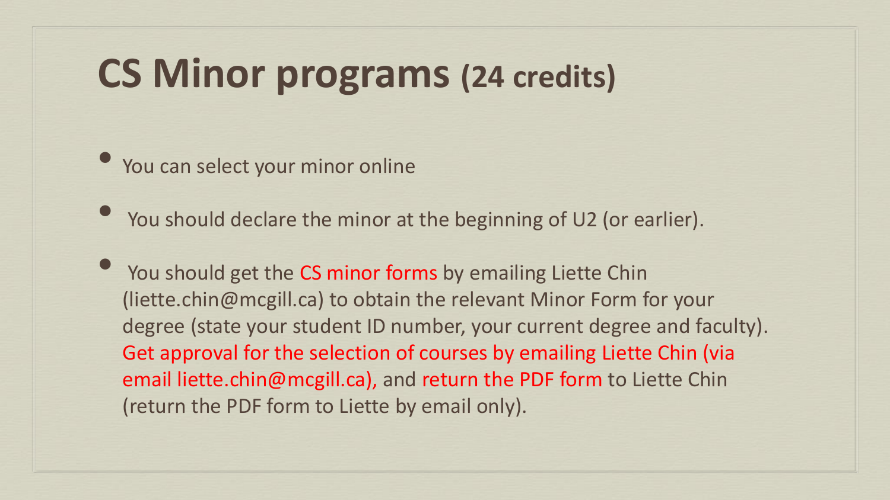# CS Minor programs (24 credits)

- You can select your minor online
- You should declare the minor at the beginning of U2 (or earlier).
- You should get the CS minor forms by emailing Liette Chin (liette.chin@mcgill.ca) to obtain the relevant Minor Form for your degree (state your student ID number, your current degree and faculty). Get approval for the selection of courses by emailing Liette Chin (via email liette.chin@mcgill.ca), and return the PDF form to Liette Chin (return the PDF form to Liette by email only).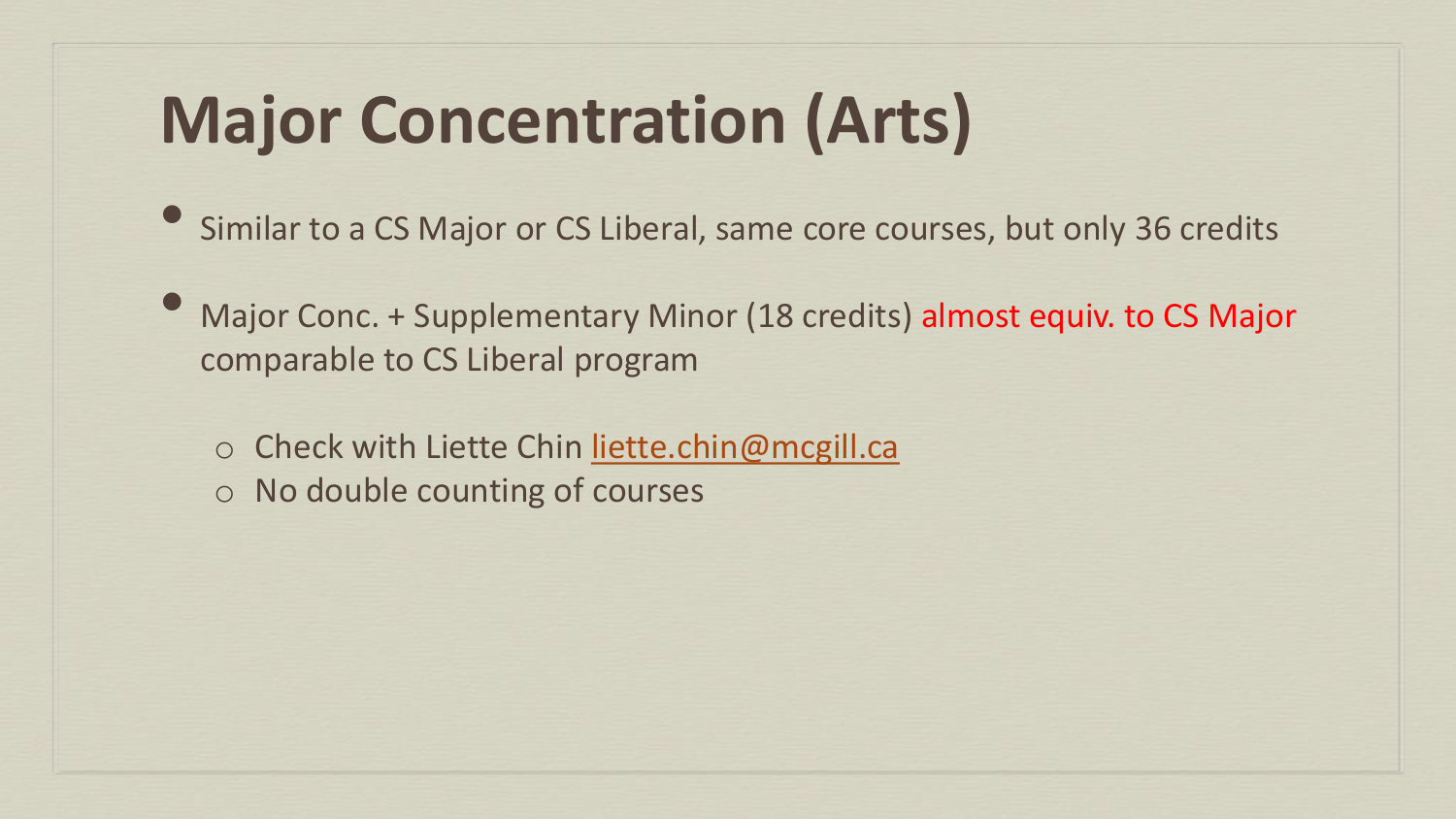# Major Concentration (Arts)

- Similar to a CS Major or CS Liberal, same core courses, but only 36 credits
- Major Conc. + Supplementary Minor (18 credits) almost equiv. to CS Major comparable to CS Liberal program
  - Check with Liette Chin liette.chin@mcgill.ca
  - No double counting of courses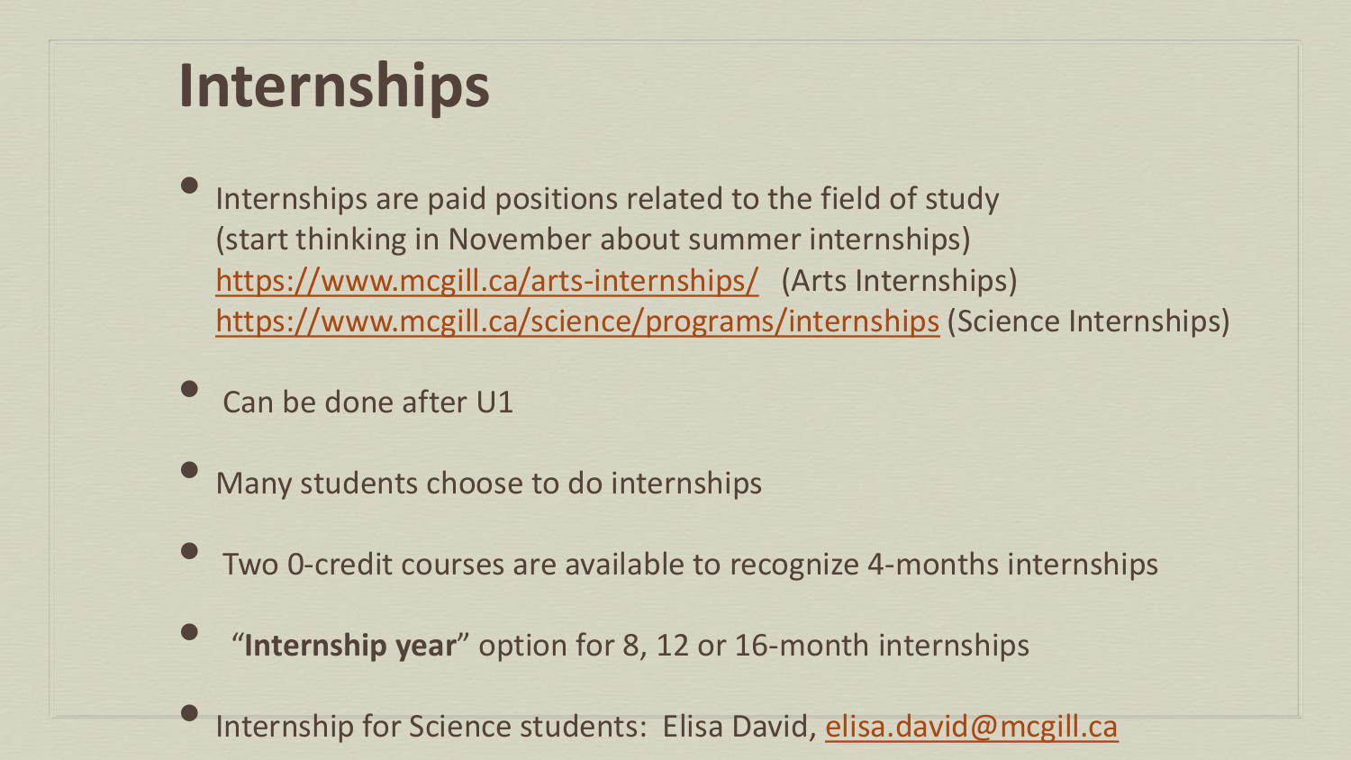# Internships

- Internships are paid positions related to the field of study (start thinking in November about summer internships)
  https://www.mcgill.ca/arts-internships/ (Arts Internships)
  https://www.mcgill.ca/science/programs/internships (Science Internships)
- Can be done after U1
- Many students choose to do internships
- Two 0-credit courses are available to recognize 4-months internships
- "**Internship year**" option for 8, 12 or 16-month internships
- Internship for Science students: Elisa David, elisa.david@mcgill.ca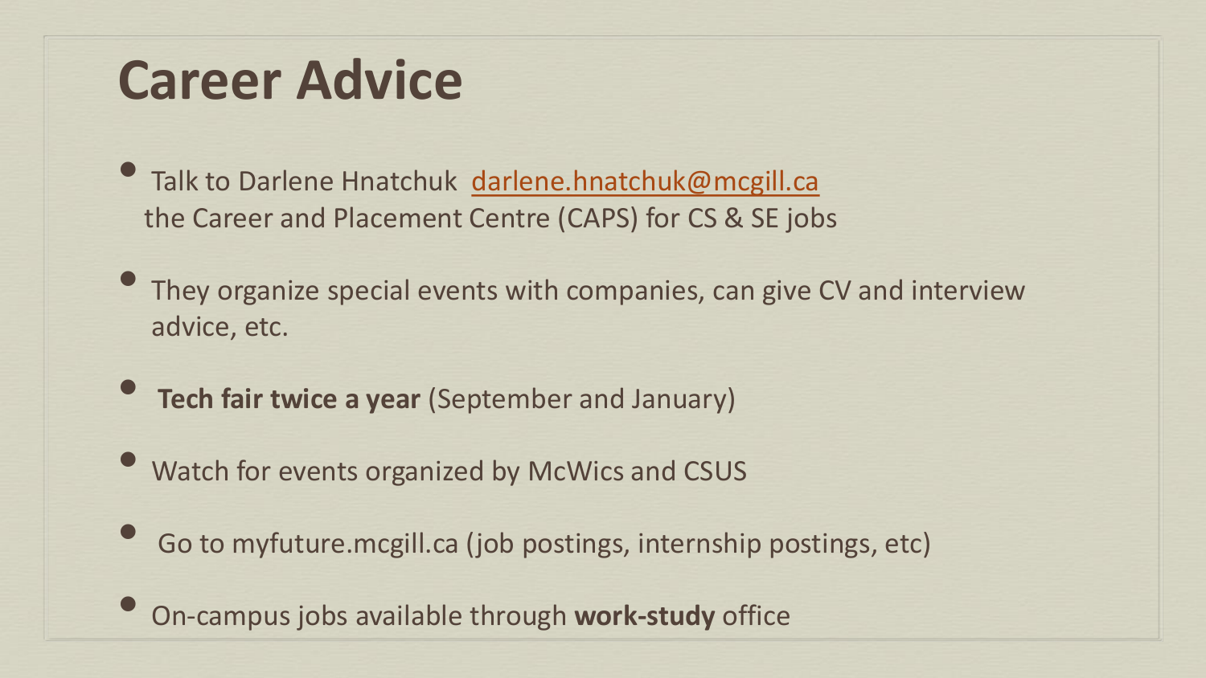# Career Advice

- Talk to Darlene Hnatchuk [darlene.hnatchuk@mcgill.ca](mailto:darlene.hnatchuk@mcgill.ca) the Career and Placement Centre (CAPS) for CS & SE jobs
- They organize special events with companies, can give CV and interview advice, etc.
- **Tech fair twice a year** (September and January)
- Watch for events organized by McWics and CSUS
- Go to myfuture.mcgill.ca (job postings, internship postings, etc)
- On-campus jobs available through **work-study** office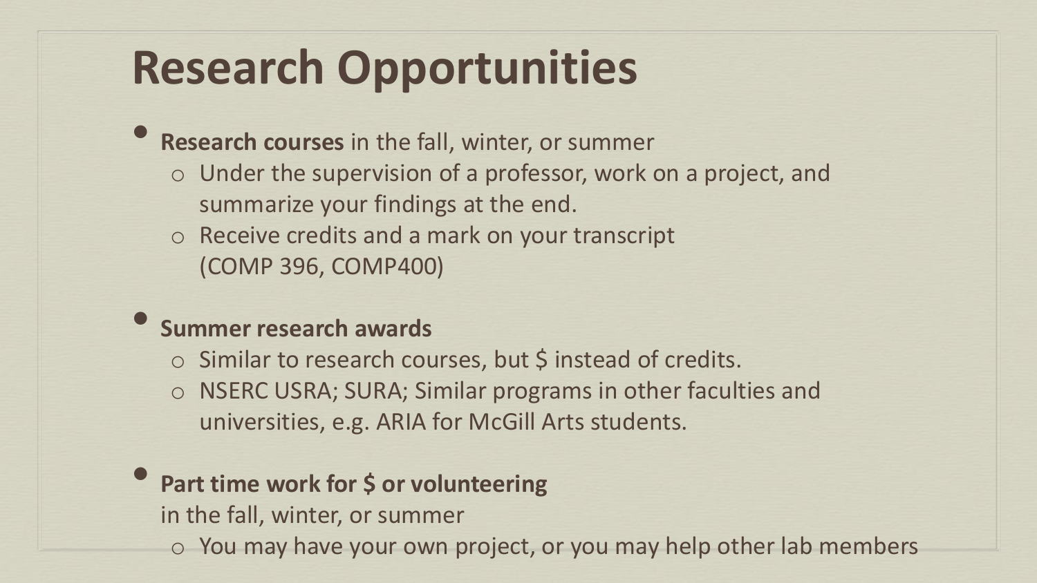# Research Opportunities

- **Research courses** in the fall, winter, or summer
  - Under the supervision of a professor, work on a project, and summarize your findings at the end.
  - Receive credits and a mark on your transcript (COMP 396, COMP400)

- **Summer research awards**
  - Similar to research courses, but $ instead of credits.
  - NSERC USRA; SURA; Similar programs in other faculties and universities, e.g. ARIA for McGill Arts students.

- **Part time work for $ or volunteering** in the fall, winter, or summer
  - You may have your own project, or you may help other lab members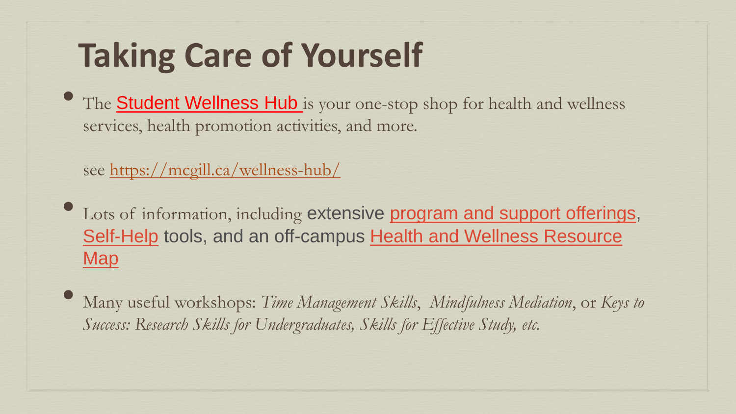# Taking Care of Yourself

- The Student Wellness Hub is your one-stop shop for health and wellness services, health promotion activities, and more.

  see https://mcgill.ca/wellness-hub/

- Lots of information, including extensive program and support offerings, Self-Help tools, and an off-campus Health and Wellness Resource Map

- Many useful workshops: *Time Management Skills*, *Mindfulness Mediation*, or *Keys to Success: Research Skills for Undergraduates, Skills for Effective Study, etc.*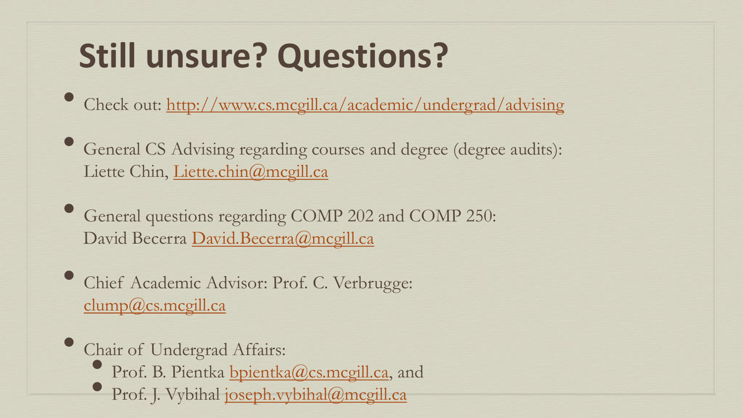# Still unsure? Questions?

- Check out: http://www.cs.mcgill.ca/academic/undergrad/advising
- General CS Advising regarding courses and degree (degree audits): Liette Chin, Liette.chin@mcgill.ca
- General questions regarding COMP 202 and COMP 250: David Becerra David.Becerra@mcgill.ca
- Chief Academic Advisor: Prof. C. Verbrugge: clump@cs.mcgill.ca
- Chair of Undergrad Affairs:
  - Prof. B. Pientka bpientka@cs.mcgill.ca, and
  - Prof. J. Vybihal joseph.vybihal@mcgill.ca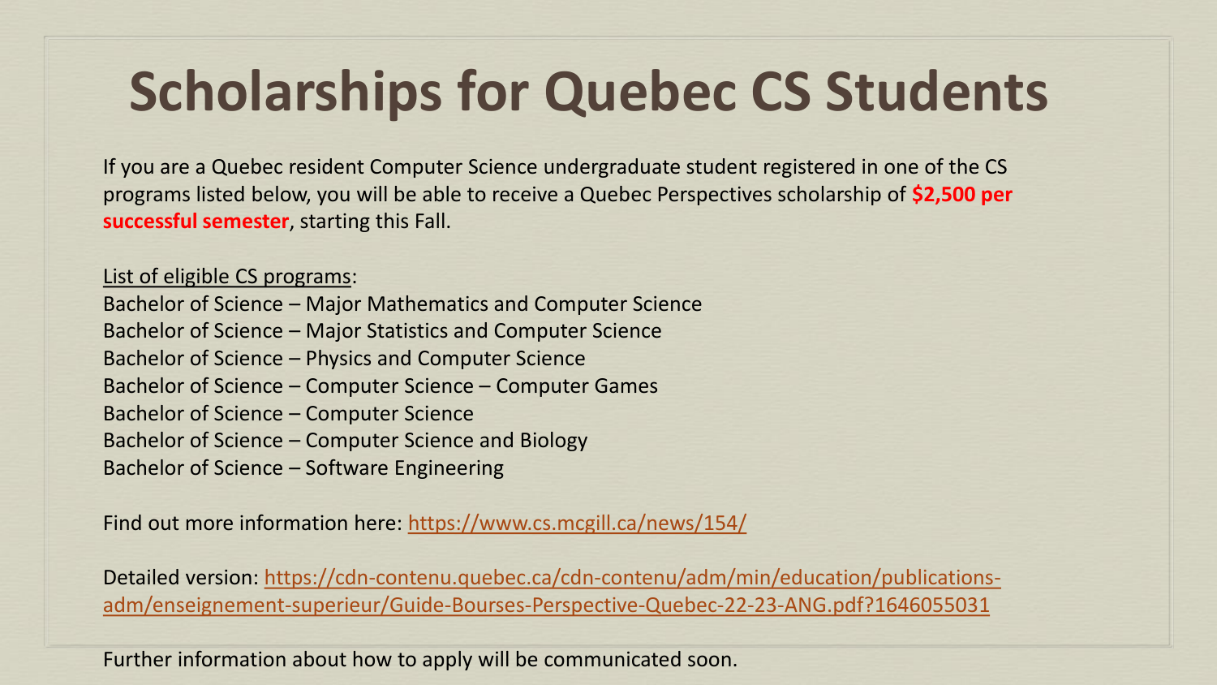# Scholarships for Quebec CS Students

If you are a Quebec resident Computer Science undergraduate student registered in one of the CS programs listed below, you will be able to receive a Quebec Perspectives scholarship of **$2,500 per successful semester**, starting this Fall.

List of eligible CS programs:

Bachelor of Science – Major Mathematics and Computer Science
Bachelor of Science – Major Statistics and Computer Science
Bachelor of Science – Physics and Computer Science
Bachelor of Science – Computer Science – Computer Games
Bachelor of Science – Computer Science
Bachelor of Science – Computer Science and Biology
Bachelor of Science – Software Engineering

Find out more information here: https://www.cs.mcgill.ca/news/154/

Detailed version: https://cdn-contenu.quebec.ca/cdn-contenu/adm/min/education/publications-adm/enseignement-superieur/Guide-Bourses-Perspective-Quebec-22-23-ANG.pdf?1646055031

Further information about how to apply will be communicated soon.